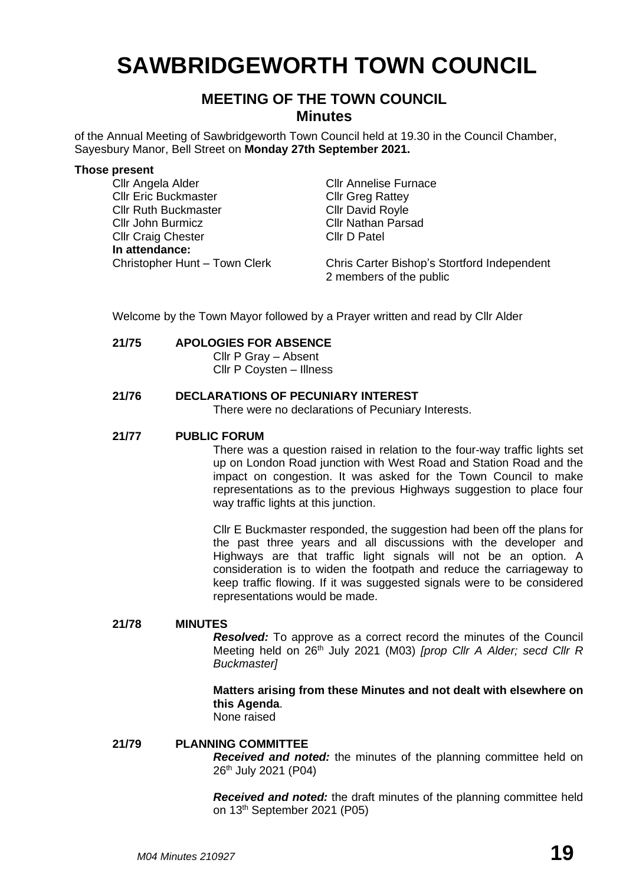# SAWBRIDGEWORTH TOWN COUNCIL

## MEETING OF THE TOWN COUNCIL
### Minutes

of the Annual Meeting of Sawbridgeworth Town Council held at 19.30 in the Council Chamber, Sayesbury Manor, Bell Street on **Monday 27th September 2021.**

**Those present**

Cllr Angela Alder
Cllr Eric Buckmaster
Cllr Ruth Buckmaster
Cllr John Burmicz
Cllr Craig Chester
Cllr Annelise Furnace
Cllr Greg Rattey
Cllr David Royle
Cllr Nathan Parsad
Cllr D Patel

**In attendance:**

Christopher Hunt – Town Clerk
Chris Carter Bishop's Stortford Independent
2 members of the public

Welcome by the Town Mayor followed by a Prayer written and read by Cllr Alder

**21/75 APOLOGIES FOR ABSENCE**

Cllr P Gray – Absent
Cllr P Coysten – Illness

**21/76 DECLARATIONS OF PECUNIARY INTEREST**

There were no declarations of Pecuniary Interests.

**21/77 PUBLIC FORUM**

There was a question raised in relation to the four-way traffic lights set up on London Road junction with West Road and Station Road and the impact on congestion. It was asked for the Town Council to make representations as to the previous Highways suggestion to place four way traffic lights at this junction.

Cllr E Buckmaster responded, the suggestion had been off the plans for the past three years and all discussions with the developer and Highways are that traffic light signals will not be an option. A consideration is to widen the footpath and reduce the carriageway to keep traffic flowing. If it was suggested signals were to be considered representations would be made.

**21/78 MINUTES**

***Resolved:*** To approve as a correct record the minutes of the Council Meeting held on 26th July 2021 (M03) *[prop Cllr A Alder; secd Cllr R Buckmaster]*

**Matters arising from these Minutes and not dealt with elsewhere on this Agenda**.
None raised

**21/79 PLANNING COMMITTEE**

***Received and noted:*** the minutes of the planning committee held on 26th July 2021 (P04)

***Received and noted:*** the draft minutes of the planning committee held on 13th September 2021 (P05)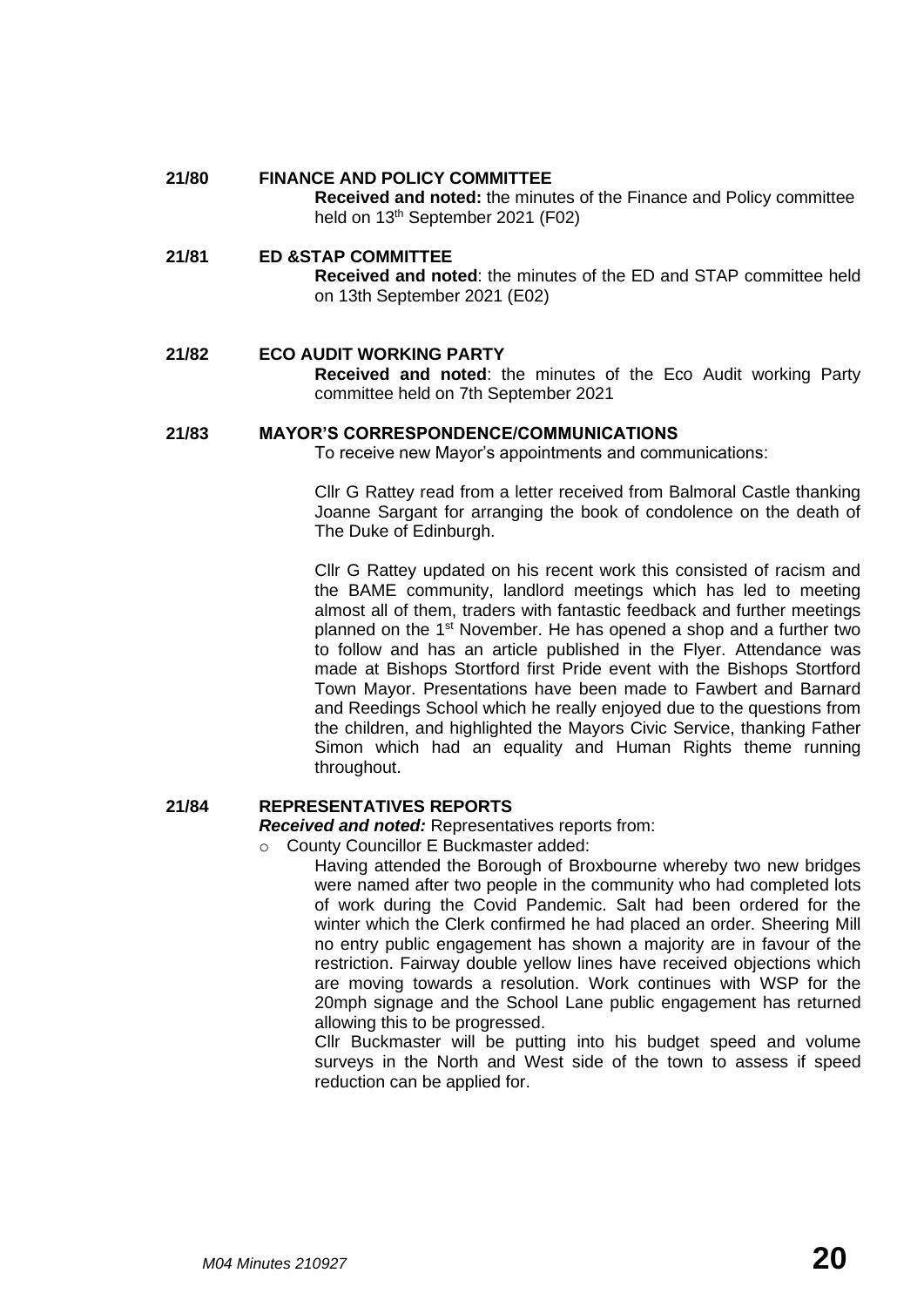**21/80 FINANCE AND POLICY COMMITTEE**

**Received and noted:** the minutes of the Finance and Policy committee held on 13th September 2021 (F02)

**21/81 ED &STAP COMMITTEE**

**Received and noted**: the minutes of the ED and STAP committee held on 13th September 2021 (E02)

**21/82 ECO AUDIT WORKING PARTY**

**Received and noted**: the minutes of the Eco Audit working Party committee held on 7th September 2021

**21/83 MAYOR'S CORRESPONDENCE/COMMUNICATIONS**

To receive new Mayor's appointments and communications:

Cllr G Rattey read from a letter received from Balmoral Castle thanking Joanne Sargant for arranging the book of condolence on the death of The Duke of Edinburgh.

Cllr G Rattey updated on his recent work this consisted of racism and the BAME community, landlord meetings which has led to meeting almost all of them, traders with fantastic feedback and further meetings planned on the 1st November. He has opened a shop and a further two to follow and has an article published in the Flyer. Attendance was made at Bishops Stortford first Pride event with the Bishops Stortford Town Mayor. Presentations have been made to Fawbert and Barnard and Reedings School which he really enjoyed due to the questions from the children, and highlighted the Mayors Civic Service, thanking Father Simon which had an equality and Human Rights theme running throughout.

**21/84 REPRESENTATIVES REPORTS**

***Received and noted:*** Representatives reports from:

- County Councillor E Buckmaster added:

  Having attended the Borough of Broxbourne whereby two new bridges were named after two people in the community who had completed lots of work during the Covid Pandemic. Salt had been ordered for the winter which the Clerk confirmed he had placed an order. Sheering Mill no entry public engagement has shown a majority are in favour of the restriction. Fairway double yellow lines have received objections which are moving towards a resolution. Work continues with WSP for the 20mph signage and the School Lane public engagement has returned allowing this to be progressed.

  Cllr Buckmaster will be putting into his budget speed and volume surveys in the North and West side of the town to assess if speed reduction can be applied for.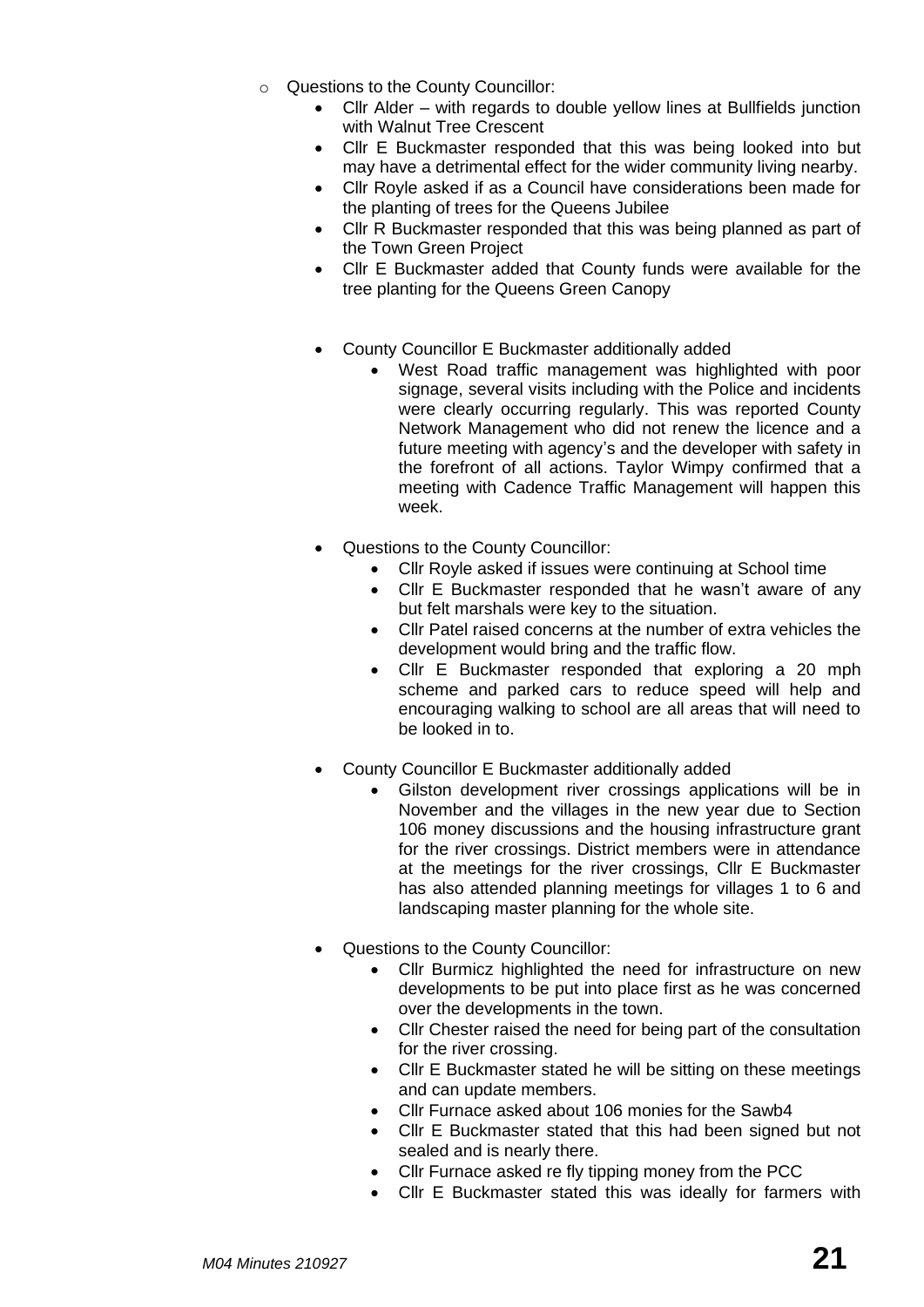- Questions to the County Councillor:
    - Cllr Alder – with regards to double yellow lines at Bullfields junction with Walnut Tree Crescent
    - Cllr E Buckmaster responded that this was being looked into but may have a detrimental effect for the wider community living nearby.
    - Cllr Royle asked if as a Council have considerations been made for the planting of trees for the Queens Jubilee
    - Cllr R Buckmaster responded that this was being planned as part of the Town Green Project
    - Cllr E Buckmaster added that County funds were available for the tree planting for the Queens Green Canopy

    - County Councillor E Buckmaster additionally added
        - West Road traffic management was highlighted with poor signage, several visits including with the Police and incidents were clearly occurring regularly. This was reported County Network Management who did not renew the licence and a future meeting with agency's and the developer with safety in the forefront of all actions. Taylor Wimpy confirmed that a meeting with Cadence Traffic Management will happen this week.

    - Questions to the County Councillor:
        - Cllr Royle asked if issues were continuing at School time
        - Cllr E Buckmaster responded that he wasn't aware of any but felt marshals were key to the situation.
        - Cllr Patel raised concerns at the number of extra vehicles the development would bring and the traffic flow.
        - Cllr E Buckmaster responded that exploring a 20 mph scheme and parked cars to reduce speed will help and encouraging walking to school are all areas that will need to be looked in to.

    - County Councillor E Buckmaster additionally added
        - Gilston development river crossings applications will be in November and the villages in the new year due to Section 106 money discussions and the housing infrastructure grant for the river crossings. District members were in attendance at the meetings for the river crossings, Cllr E Buckmaster has also attended planning meetings for villages 1 to 6 and landscaping master planning for the whole site.

    - Questions to the County Councillor:
        - Cllr Burmicz highlighted the need for infrastructure on new developments to be put into place first as he was concerned over the developments in the town.
        - Cllr Chester raised the need for being part of the consultation for the river crossing.
        - Cllr E Buckmaster stated he will be sitting on these meetings and can update members.
        - Cllr Furnace asked about 106 monies for the Sawb4
        - Cllr E Buckmaster stated that this had been signed but not sealed and is nearly there.
        - Cllr Furnace asked re fly tipping money from the PCC
        - Cllr E Buckmaster stated this was ideally for farmers with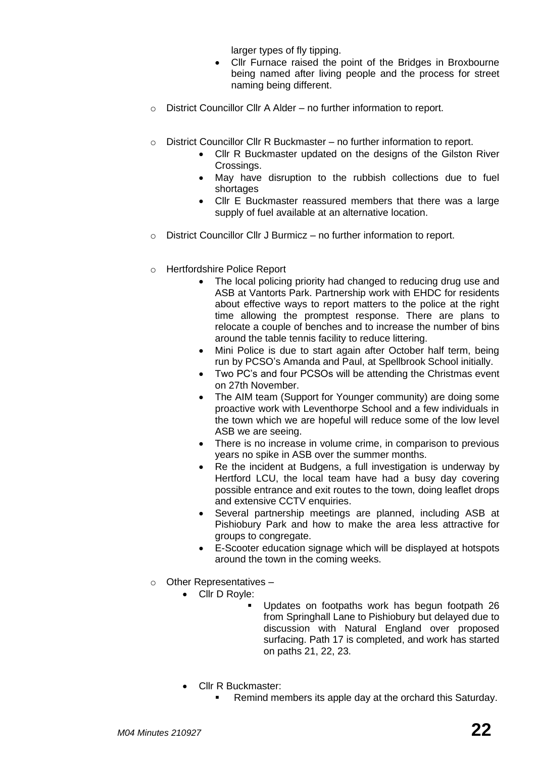larger types of fly tipping.

- Cllr Furnace raised the point of the Bridges in Broxbourne being named after living people and the process for street naming being different.

- District Councillor Cllr A Alder – no further information to report.

- District Councillor Cllr R Buckmaster – no further information to report.
  - Cllr R Buckmaster updated on the designs of the Gilston River Crossings.
  - May have disruption to the rubbish collections due to fuel shortages
  - Cllr E Buckmaster reassured members that there was a large supply of fuel available at an alternative location.

- District Councillor Cllr J Burmicz – no further information to report.

- Hertfordshire Police Report
  - The local policing priority had changed to reducing drug use and ASB at Vantorts Park. Partnership work with EHDC for residents about effective ways to report matters to the police at the right time allowing the promptest response. There are plans to relocate a couple of benches and to increase the number of bins around the table tennis facility to reduce littering.
  - Mini Police is due to start again after October half term, being run by PCSO's Amanda and Paul, at Spellbrook School initially.
  - Two PC's and four PCSOs will be attending the Christmas event on 27th November.
  - The AIM team (Support for Younger community) are doing some proactive work with Leventhorpe School and a few individuals in the town which we are hopeful will reduce some of the low level ASB we are seeing.
  - There is no increase in volume crime, in comparison to previous years no spike in ASB over the summer months.
  - Re the incident at Budgens, a full investigation is underway by Hertford LCU, the local team have had a busy day covering possible entrance and exit routes to the town, doing leaflet drops and extensive CCTV enquiries.
  - Several partnership meetings are planned, including ASB at Pishiobury Park and how to make the area less attractive for groups to congregate.
  - E-Scooter education signage which will be displayed at hotspots around the town in the coming weeks.

- Other Representatives –
  - Cllr D Royle:
    - Updates on footpaths work has begun footpath 26 from Springhall Lane to Pishiobury but delayed due to discussion with Natural England over proposed surfacing. Path 17 is completed, and work has started on paths 21, 22, 23.
  - Cllr R Buckmaster:
    - Remind members its apple day at the orchard this Saturday.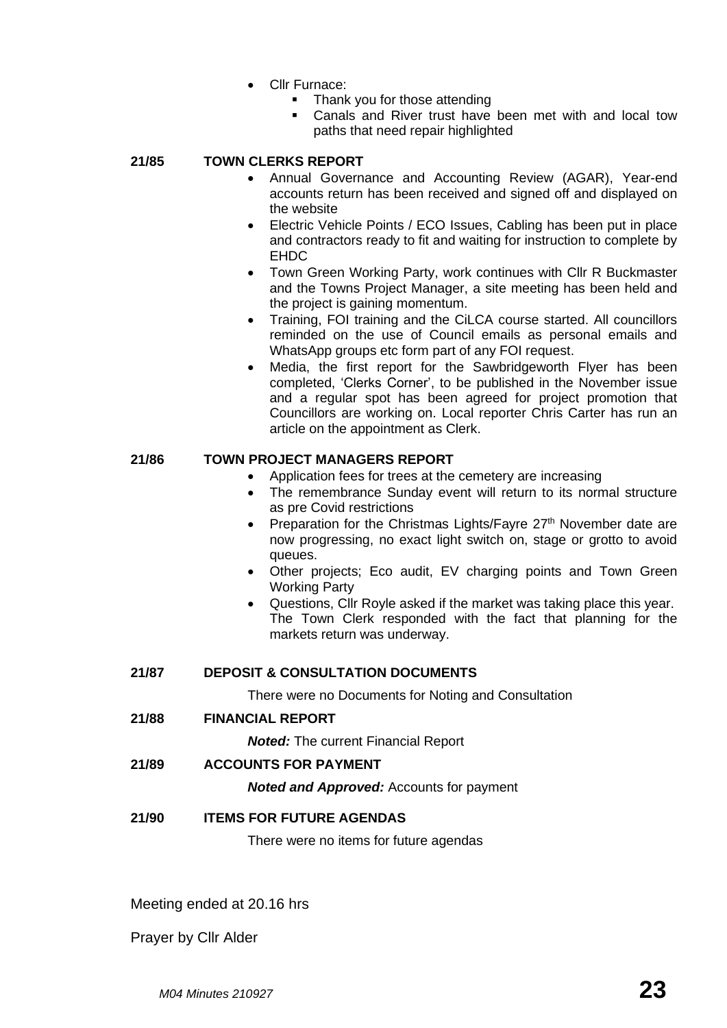- Cllr Furnace:
  - Thank you for those attending
  - Canals and River trust have been met with and local tow paths that need repair highlighted

**21/85 TOWN CLERKS REPORT**

- Annual Governance and Accounting Review (AGAR), Year-end accounts return has been received and signed off and displayed on the website
- Electric Vehicle Points / ECO Issues, Cabling has been put in place and contractors ready to fit and waiting for instruction to complete by EHDC
- Town Green Working Party, work continues with Cllr R Buckmaster and the Towns Project Manager, a site meeting has been held and the project is gaining momentum.
- Training, FOI training and the CiLCA course started. All councillors reminded on the use of Council emails as personal emails and WhatsApp groups etc form part of any FOI request.
- Media, the first report for the Sawbridgeworth Flyer has been completed, 'Clerks Corner', to be published in the November issue and a regular spot has been agreed for project promotion that Councillors are working on. Local reporter Chris Carter has run an article on the appointment as Clerk.

**21/86 TOWN PROJECT MANAGERS REPORT**

- Application fees for trees at the cemetery are increasing
- The remembrance Sunday event will return to its normal structure as pre Covid restrictions
- Preparation for the Christmas Lights/Fayre 27th November date are now progressing, no exact light switch on, stage or grotto to avoid queues.
- Other projects; Eco audit, EV charging points and Town Green Working Party
- Questions, Cllr Royle asked if the market was taking place this year. The Town Clerk responded with the fact that planning for the markets return was underway.

**21/87 DEPOSIT & CONSULTATION DOCUMENTS**

There were no Documents for Noting and Consultation

**21/88 FINANCIAL REPORT**

***Noted:*** The current Financial Report

**21/89 ACCOUNTS FOR PAYMENT**

***Noted and Approved:*** Accounts for payment

**21/90 ITEMS FOR FUTURE AGENDAS**

There were no items for future agendas

Meeting ended at 20.16 hrs

Prayer by Cllr Alder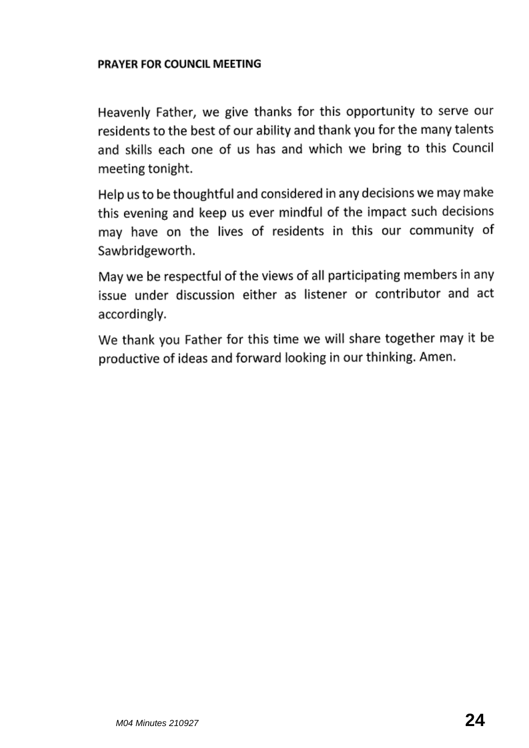**PRAYER FOR COUNCIL MEETING**

Heavenly Father, we give thanks for this opportunity to serve our residents to the best of our ability and thank you for the many talents and skills each one of us has and which we bring to this Council meeting tonight.

Help us to be thoughtful and considered in any decisions we may make this evening and keep us ever mindful of the impact such decisions may have on the lives of residents in this our community of Sawbridgeworth.

May we be respectful of the views of all participating members in any issue under discussion either as listener or contributor and act accordingly.

We thank you Father for this time we will share together may it be productive of ideas and forward looking in our thinking. Amen.